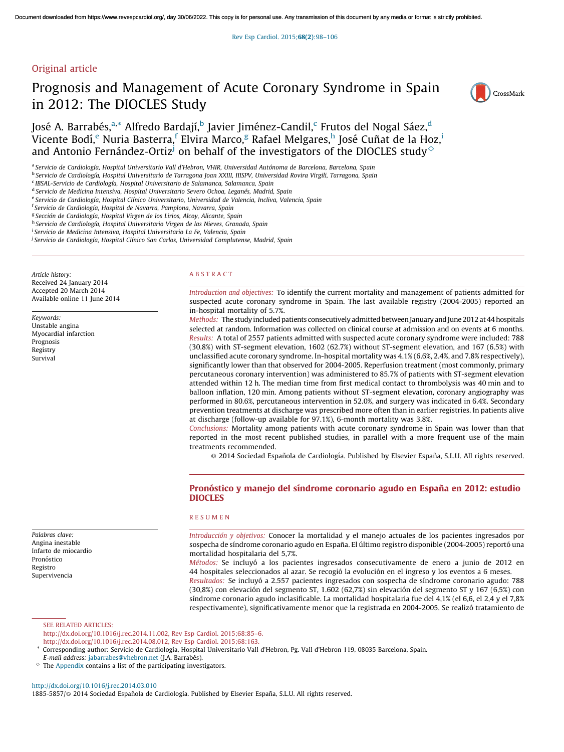Original article

# Prognosis and Management of Acute Coronary Syndrome in Spain in 2012: The DIOCLES Study

José A. Barrabés,[a,*] Alfredo Bardají,[b] Javier Jiménez-Candil,[c] Frutos del Nogal Sáez,[d] Vicente Bodí,[e] Nuria Basterra,[f] Elvira Marco,[g] Rafael Melgares,[h] José Cuñat de la Hoz,[i] and Antonio Fernández-Ortiz[j] on behalf of the investigators of the DIOCLES study[◇]

[a] Servicio de Cardiología, Hospital Universitario Vall d'Hebron, VHIR, Universidad Autónoma de Barcelona, Barcelona, Spain
[b] Servicio de Cardiología, Hospital Universitario de Tarragona Joan XXIII, IISPV, Universidad Rovira Virgili, Tarragona, Spain
[c] IBSAL-Servicio de Cardiología, Hospital Universitario de Salamanca, Salamanca, Spain
[d] Servicio de Medicina Intensiva, Hospital Universitario Severo Ochoa, Leganés, Madrid, Spain
[e] Servicio de Cardiología, Hospital Clínico Universitario, Universidad de Valencia, Incliva, Valencia, Spain
[f] Servicio de Cardiología, Hospital de Navarra, Pamplona, Navarra, Spain
[g] Sección de Cardiología, Hospital Virgen de los Lirios, Alcoy, Alicante, Spain
[h] Servicio de Cardiología, Hospital Universitario Virgen de las Nieves, Granada, Spain
[i] Servicio de Medicina Intensiva, Hospital Universitario La Fe, Valencia, Spain
[j] Servicio de Cardiología, Hospital Clínico San Carlos, Universidad Complutense, Madrid, Spain

*Article history:*
Received 24 January 2014
Accepted 20 March 2014
Available online 11 June 2014

*Keywords:*
Unstable angina
Myocardial infarction
Prognosis
Registry
Survival

## ABSTRACT

*Introduction and objectives:* To identify the current mortality and management of patients admitted for suspected acute coronary syndrome in Spain. The last available registry (2004-2005) reported an in-hospital mortality of 5.7%.

*Methods:* The study included patients consecutively admitted between January and June 2012 at 44 hospitals selected at random. Information was collected on clinical course at admission and on events at 6 months.

*Results:* A total of 2557 patients admitted with suspected acute coronary syndrome were included: 788 (30.8%) with ST-segment elevation, 1602 (62.7%) without ST-segment elevation, and 167 (6.5%) with unclassified acute coronary syndrome. In-hospital mortality was 4.1% (6.6%, 2.4%, and 7.8% respectively), significantly lower than that observed for 2004-2005. Reperfusion treatment (most commonly, primary percutaneous coronary intervention) was administered to 85.7% of patients with ST-segment elevation attended within 12 h. The median time from first medical contact to thrombolysis was 40 min and to balloon inflation, 120 min. Among patients without ST-segment elevation, coronary angiography was performed in 80.6%, percutaneous intervention in 52.0%, and surgery was indicated in 6.4%. Secondary prevention treatments at discharge was prescribed more often than in earlier registries. In patients alive at discharge (follow-up available for 97.1%), 6-month mortality was 3.8%.

*Conclusions:* Mortality among patients with acute coronary syndrome in Spain was lower than that reported in the most recent published studies, in parallel with a more frequent use of the main treatments recommended.

© 2014 Sociedad Española de Cardiología. Published by Elsevier España, S.L.U. All rights reserved.

## Pronóstico y manejo del síndrome coronario agudo en España en 2012: estudio DIOCLES

*Palabras clave:*
Angina inestable
Infarto de miocardio
Pronóstico
Registro
Supervivencia

## RESUMEN

*Introducción y objetivos:* Conocer la mortalidad y el manejo actuales de los pacientes ingresados por sospecha de síndrome coronario agudo en España. El último registro disponible (2004-2005) reportó una mortalidad hospitalaria del 5,7%.

*Métodos:* Se incluyó a los pacientes ingresados consecutivamente de enero a junio de 2012 en 44 hospitales seleccionados al azar. Se recogió la evolución en el ingreso y los eventos a 6 meses.

*Resultados:* Se incluyó a 2.557 pacientes ingresados con sospecha de síndrome coronario agudo: 788 (30,8%) con elevación del segmento ST, 1.602 (62,7%) sin elevación del segmento ST y 167 (6,5%) con síndrome coronario agudo inclasificable. La mortalidad hospitalaria fue del 4,1% (el 6,6, el 2,4 y el 7,8% respectivamente), significativamente menor que la registrada en 2004-2005. Se realizó tratamiento de

SEE RELATED ARTICLES:
http://dx.doi.org/10.1016/j.rec.2014.11.002, Rev Esp Cardiol. 2015;68:85–6.
http://dx.doi.org/10.1016/j.rec.2014.08.012, Rev Esp Cardiol. 2015;68:163.

\* Corresponding author: Servicio de Cardiología, Hospital Universitario Vall d'Hebron, Pg. Vall d'Hebron 119, 08035 Barcelona, Spain.
E-mail address: jabarrabes@vhebron.net (J.A. Barrabés).

◇ The Appendix contains a list of the participating investigators.

http://dx.doi.org/10.1016/j.rec.2014.03.010
1885-5857/© 2014 Sociedad Española de Cardiología. Published by Elsevier España, S.L.U. All rights reserved.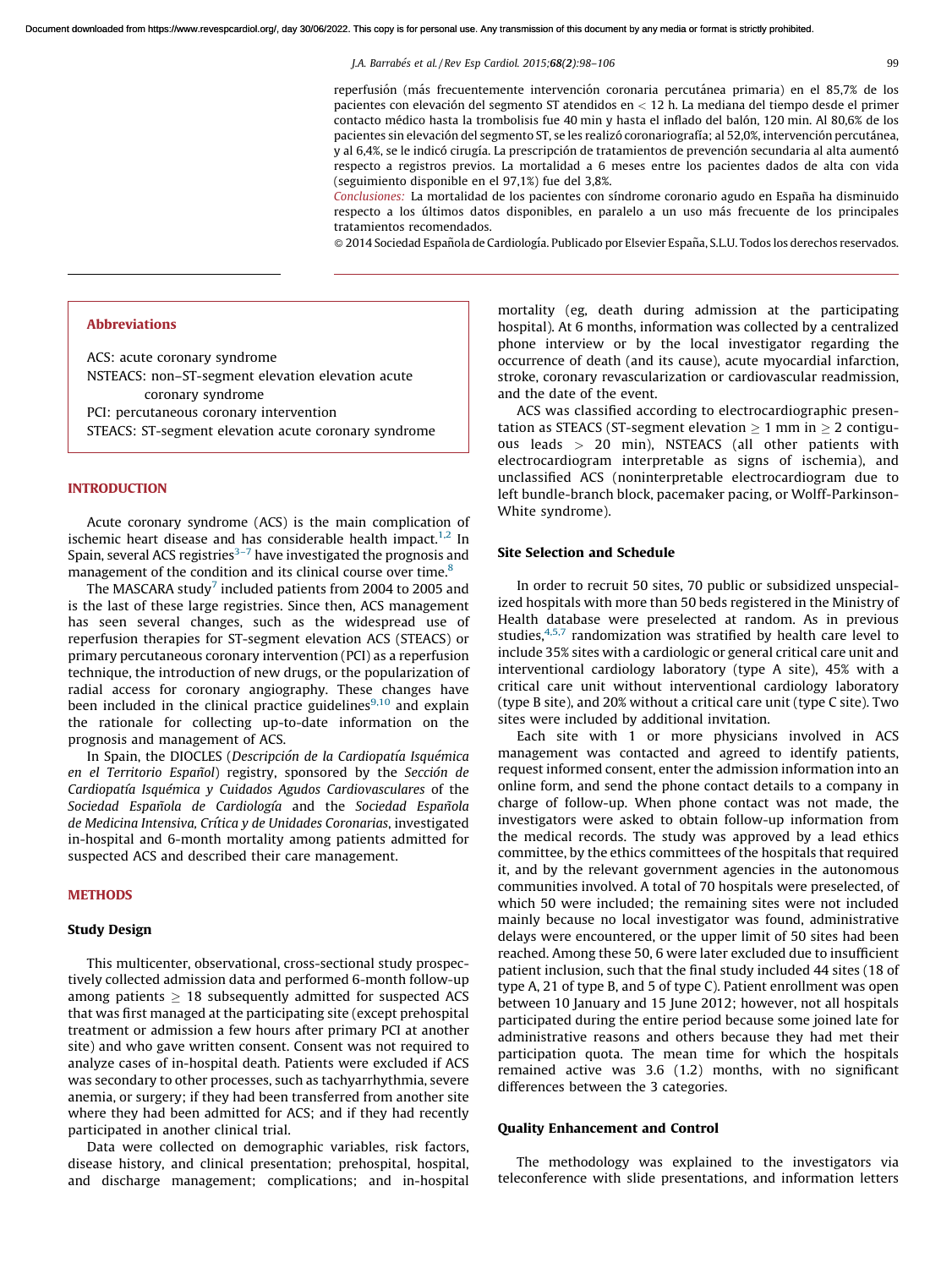reperfusión (más frecuentemente intervención coronaria percutánea primaria) en el 85,7% de los pacientes con elevación del segmento ST atendidos en < 12 h. La mediana del tiempo desde el primer contacto médico hasta la trombolisis fue 40 min y hasta el inflado del balón, 120 min. Al 80,6% de los pacientes sin elevación del segmento ST, se les realizó coronariografía; al 52,0%, intervención percutánea, y al 6,4%, se le indicó cirugía. La prescripción de tratamientos de prevención secundaria al alta aumentó respecto a registros previos. La mortalidad a 6 meses entre los pacientes dados de alta con vida (seguimiento disponible en el 97,1%) fue del 3,8%.

*Conclusiones:* La mortalidad de los pacientes con síndrome coronario agudo en España ha disminuido respecto a los últimos datos disponibles, en paralelo a un uso más frecuente de los principales tratamientos recomendados.

© 2014 Sociedad Española de Cardiología. Publicado por Elsevier España, S.L.U. Todos los derechos reservados.

**Abbreviations**

ACS: acute coronary syndrome
NSTEACS: non–ST-segment elevation elevation acute coronary syndrome
PCI: percutaneous coronary intervention
STEACS: ST-segment elevation acute coronary syndrome

## INTRODUCTION

Acute coronary syndrome (ACS) is the main complication of ischemic heart disease and has considerable health impact.[1,2] In Spain, several ACS registries[3–7] have investigated the prognosis and management of the condition and its clinical course over time.[8]

The MASCARA study[7] included patients from 2004 to 2005 and is the last of these large registries. Since then, ACS management has seen several changes, such as the widespread use of reperfusion therapies for ST-segment elevation ACS (STEACS) or primary percutaneous coronary intervention (PCI) as a reperfusion technique, the introduction of new drugs, or the popularization of radial access for coronary angiography. These changes have been included in the clinical practice guidelines[9,10] and explain the rationale for collecting up-to-date information on the prognosis and management of ACS.

In Spain, the DIOCLES (*Descripción de la Cardiopatía Isquémica en el Territorio Español*) registry, sponsored by the *Sección de Cardiopatía Isquémica y Cuidados Agudos Cardiovasculares* of the *Sociedad Española de Cardiología* and the *Sociedad Española de Medicina Intensiva, Crítica y de Unidades Coronarias*, investigated in-hospital and 6-month mortality among patients admitted for suspected ACS and described their care management.

## METHODS

### Study Design

This multicenter, observational, cross-sectional study prospectively collected admission data and performed 6-month follow-up among patients ≥ 18 subsequently admitted for suspected ACS that was first managed at the participating site (except prehospital treatment or admission a few hours after primary PCI at another site) and who gave written consent. Consent was not required to analyze cases of in-hospital death. Patients were excluded if ACS was secondary to other processes, such as tachyarrhythmia, severe anemia, or surgery; if they had been transferred from another site where they had been admitted for ACS; and if they had recently participated in another clinical trial.

Data were collected on demographic variables, risk factors, disease history, and clinical presentation; prehospital, hospital, and discharge management; complications; and in-hospital mortality (eg, death during admission at the participating hospital). At 6 months, information was collected by a centralized phone interview or by the local investigator regarding the occurrence of death (and its cause), acute myocardial infarction, stroke, coronary revascularization or cardiovascular readmission, and the date of the event.

ACS was classified according to electrocardiographic presentation as STEACS (ST-segment elevation ≥ 1 mm in ≥ 2 contiguous leads > 20 min), NSTEACS (all other patients with electrocardiogram interpretable as signs of ischemia), and unclassified ACS (noninterpretable electrocardiogram due to left bundle-branch block, pacemaker pacing, or Wolff-Parkinson-White syndrome).

### Site Selection and Schedule

In order to recruit 50 sites, 70 public or subsidized unspecialized hospitals with more than 50 beds registered in the Ministry of Health database were preselected at random. As in previous studies,[4,5,7] randomization was stratified by health care level to include 35% sites with a cardiologic or general critical care unit and interventional cardiology laboratory (type A site), 45% with a critical care unit without interventional cardiology laboratory (type B site), and 20% without a critical care unit (type C site). Two sites were included by additional invitation.

Each site with 1 or more physicians involved in ACS management was contacted and agreed to identify patients, request informed consent, enter the admission information into an online form, and send the phone contact details to a company in charge of follow-up. When phone contact was not made, the investigators were asked to obtain follow-up information from the medical records. The study was approved by a lead ethics committee, by the ethics committees of the hospitals that required it, and by the relevant government agencies in the autonomous communities involved. A total of 70 hospitals were preselected, of which 50 were included; the remaining sites were not included mainly because no local investigator was found, administrative delays were encountered, or the upper limit of 50 sites had been reached. Among these 50, 6 were later excluded due to insufficient patient inclusion, such that the final study included 44 sites (18 of type A, 21 of type B, and 5 of type C). Patient enrollment was open between 10 January and 15 June 2012; however, not all hospitals participated during the entire period because some joined late for administrative reasons and others because they had met their participation quota. The mean time for which the hospitals remained active was 3.6 (1.2) months, with no significant differences between the 3 categories.

### Quality Enhancement and Control

The methodology was explained to the investigators via teleconference with slide presentations, and information letters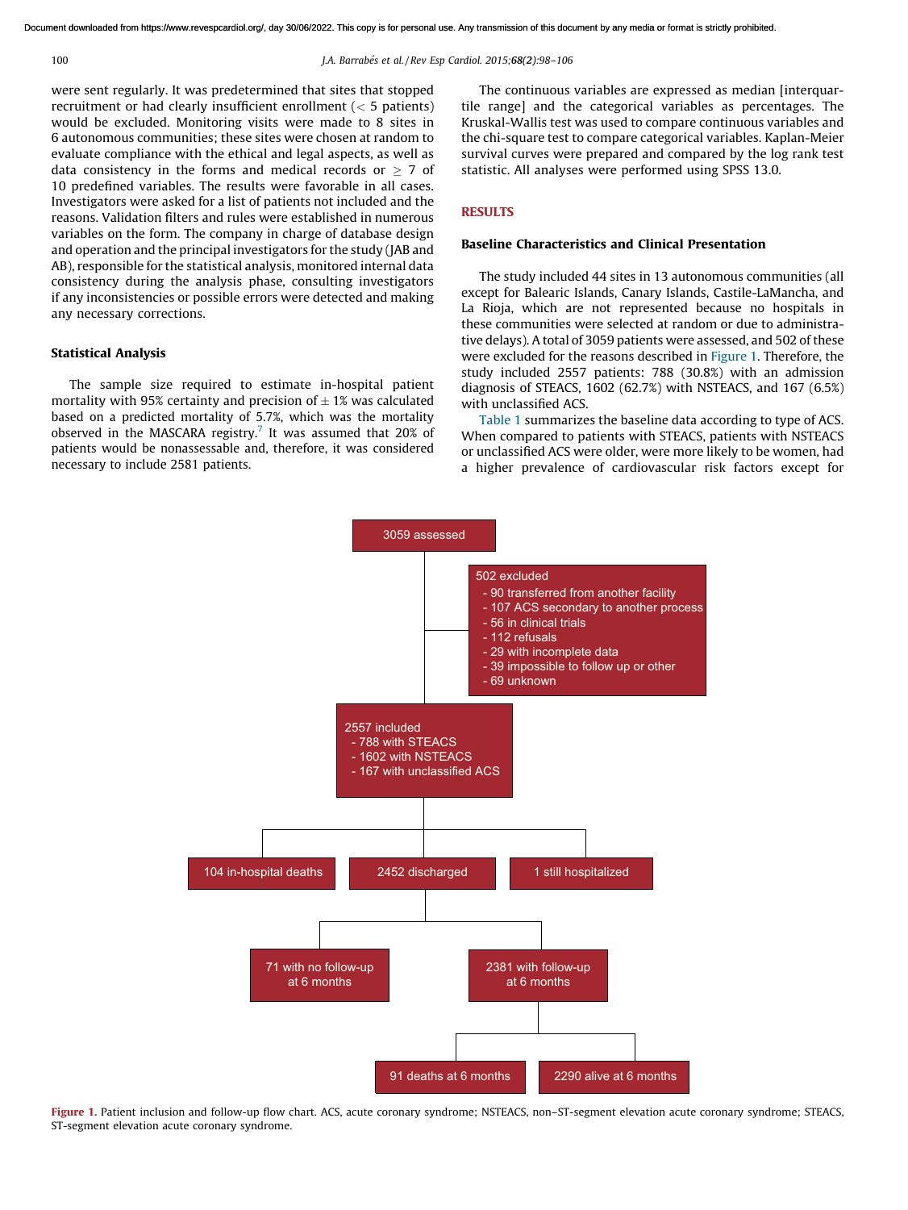were sent regularly. It was predetermined that sites that stopped recruitment or had clearly insufficient enrollment (< 5 patients) would be excluded. Monitoring visits were made to 8 sites in 6 autonomous communities; these sites were chosen at random to evaluate compliance with the ethical and legal aspects, as well as data consistency in the forms and medical records or ≥ 7 of 10 predefined variables. The results were favorable in all cases. Investigators were asked for a list of patients not included and the reasons. Validation filters and rules were established in numerous variables on the form. The company in charge of database design and operation and the principal investigators for the study (JAB and AB), responsible for the statistical analysis, monitored internal data consistency during the analysis phase, consulting investigators if any inconsistencies or possible errors were detected and making any necessary corrections.

### Statistical Analysis

The sample size required to estimate in-hospital patient mortality with 95% certainty and precision of ± 1% was calculated based on a predicted mortality of 5.7%, which was the mortality observed in the MASCARA registry.[7] It was assumed that 20% of patients would be nonassessable and, therefore, it was considered necessary to include 2581 patients.

The continuous variables are expressed as median [interquartile range] and the categorical variables as percentages. The Kruskal-Wallis test was used to compare continuous variables and the chi-square test to compare categorical variables. Kaplan-Meier survival curves were prepared and compared by the log rank test statistic. All analyses were performed using SPSS 13.0.

## RESULTS

### Baseline Characteristics and Clinical Presentation

The study included 44 sites in 13 autonomous communities (all except for Balearic Islands, Canary Islands, Castile-LaMancha, and La Rioja, which are not represented because no hospitals in these communities were selected at random or due to administrative delays). A total of 3059 patients were assessed, and 502 of these were excluded for the reasons described in Figure 1. Therefore, the study included 2557 patients: 788 (30.8%) with an admission diagnosis of STEACS, 1602 (62.7%) with NSTEACS, and 167 (6.5%) with unclassified ACS.

Table 1 summarizes the baseline data according to type of ACS. When compared to patients with STEACS, patients with NSTEACS or unclassified ACS were older, were more likely to be women, had a higher prevalence of cardiovascular risk factors except for

3059 assessed

502 excluded
- 90 transferred from another facility
- 107 ACS secondary to another process
- 56 in clinical trials
- 112 refusals
- 29 with incomplete data
- 39 impossible to follow up or other
- 69 unknown

2557 included
- 788 with STEACS
- 1602 with NSTEACS
- 167 with unclassified ACS

104 in-hospital deaths | 2452 discharged | 1 still hospitalized

71 with no follow-up at 6 months | 2381 with follow-up at 6 months

91 deaths at 6 months | 2290 alive at 6 months

**Figure 1.** Patient inclusion and follow-up flow chart. ACS, acute coronary syndrome; NSTEACS, non–ST-segment elevation acute coronary syndrome; STEACS, ST-segment elevation acute coronary syndrome.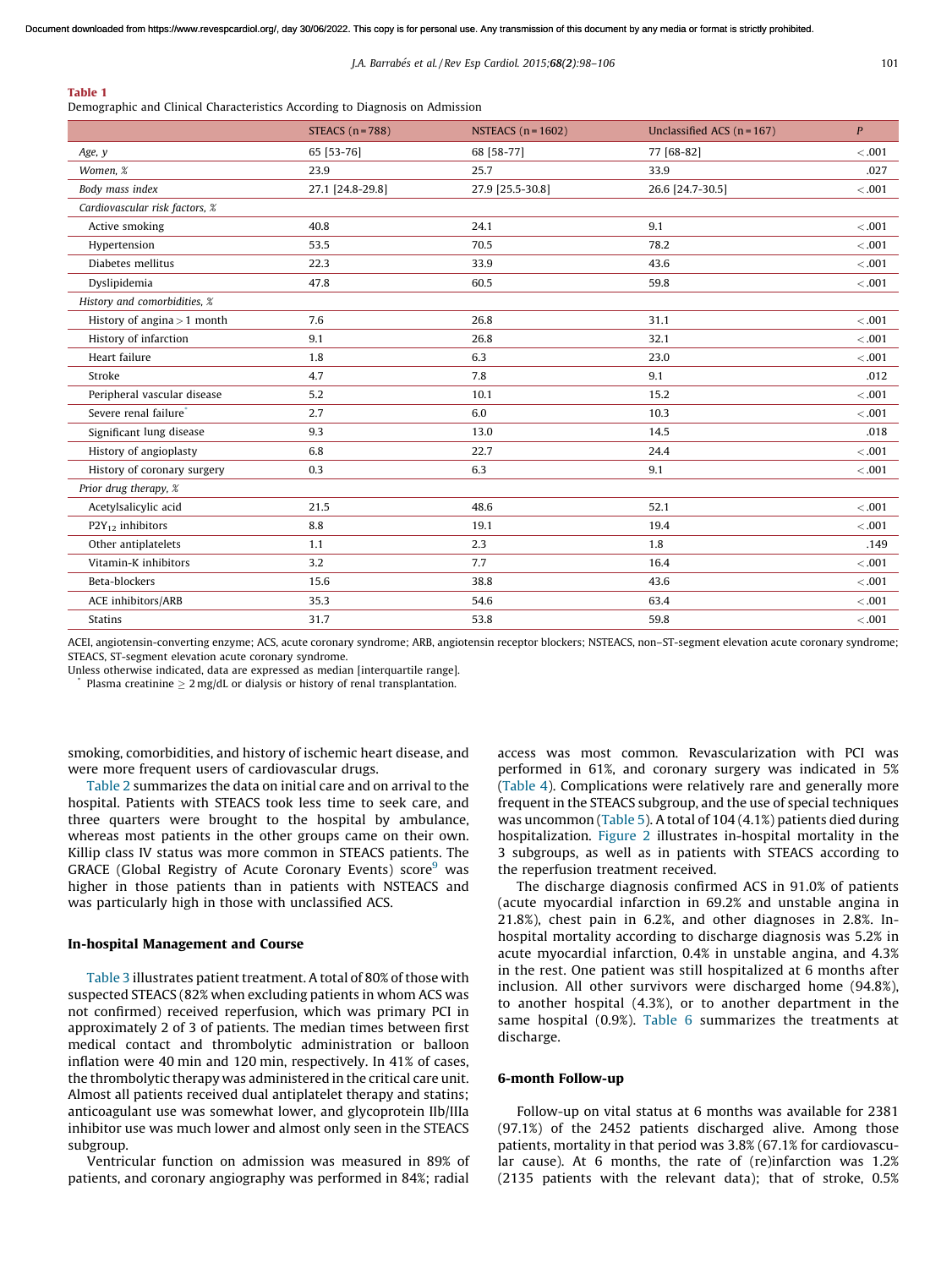**Table 1**
Demographic and Clinical Characteristics According to Diagnosis on Admission

| | STEACS (n = 788) | NSTEACS (n = 1602) | Unclassified ACS (n = 167) | P |
|---|---|---|---|---|
| *Age, y* | 65 [53-76] | 68 [58-77] | 77 [68-82] | < .001 |
| *Women, %* | 23.9 | 25.7 | 33.9 | .027 |
| *Body mass index* | 27.1 [24.8-29.8] | 27.9 [25.5-30.8] | 26.6 [24.7-30.5] | < .001 |
| *Cardiovascular risk factors, %* | | | | |
| Active smoking | 40.8 | 24.1 | 9.1 | < .001 |
| Hypertension | 53.5 | 70.5 | 78.2 | < .001 |
| Diabetes mellitus | 22.3 | 33.9 | 43.6 | < .001 |
| Dyslipidemia | 47.8 | 60.5 | 59.8 | < .001 |
| *History and comorbidities, %* | | | | |
| History of angina > 1 month | 7.6 | 26.8 | 31.1 | < .001 |
| History of infarction | 9.1 | 26.8 | 32.1 | < .001 |
| Heart failure | 1.8 | 6.3 | 23.0 | < .001 |
| Stroke | 4.7 | 7.8 | 9.1 | .012 |
| Peripheral vascular disease | 5.2 | 10.1 | 15.2 | < .001 |
| Severe renal failure* | 2.7 | 6.0 | 10.3 | < .001 |
| Significant lung disease | 9.3 | 13.0 | 14.5 | .018 |
| History of angioplasty | 6.8 | 22.7 | 24.4 | < .001 |
| History of coronary surgery | 0.3 | 6.3 | 9.1 | < .001 |
| *Prior drug therapy, %* | | | | |
| Acetylsalicylic acid | 21.5 | 48.6 | 52.1 | < .001 |
| $P2Y_{12}$ inhibitors | 8.8 | 19.1 | 19.4 | < .001 |
| Other antiplatelets | 1.1 | 2.3 | 1.8 | .149 |
| Vitamin-K inhibitors | 3.2 | 7.7 | 16.4 | < .001 |
| Beta-blockers | 15.6 | 38.8 | 43.6 | < .001 |
| ACE inhibitors/ARB | 35.3 | 54.6 | 63.4 | < .001 |
| Statins | 31.7 | 53.8 | 59.8 | < .001 |

ACEI, angiotensin-converting enzyme; ACS, acute coronary syndrome; ARB, angiotensin receptor blockers; NSTEACS, non–ST-segment elevation acute coronary syndrome; STEACS, ST-segment elevation acute coronary syndrome.
Unless otherwise indicated, data are expressed as median [interquartile range].
\* Plasma creatinine ≥ 2 mg/dL or dialysis or history of renal transplantation.

smoking, comorbidities, and history of ischemic heart disease, and were more frequent users of cardiovascular drugs.

Table 2 summarizes the data on initial care and on arrival to the hospital. Patients with STEACS took less time to seek care, and three quarters were brought to the hospital by ambulance, whereas most patients in the other groups came on their own. Killip class IV status was more common in STEACS patients. The GRACE (Global Registry of Acute Coronary Events) score[9] was higher in those patients than in patients with NSTEACS and was particularly high in those with unclassified ACS.

### In-hospital Management and Course

Table 3 illustrates patient treatment. A total of 80% of those with suspected STEACS (82% when excluding patients in whom ACS was not confirmed) received reperfusion, which was primary PCI in approximately 2 of 3 of patients. The median times between first medical contact and thrombolytic administration or balloon inflation were 40 min and 120 min, respectively. In 41% of cases, the thrombolytic therapy was administered in the critical care unit. Almost all patients received dual antiplatelet therapy and statins; anticoagulant use was somewhat lower, and glycoprotein IIb/IIIa inhibitor use was much lower and almost only seen in the STEACS subgroup.

Ventricular function on admission was measured in 89% of patients, and coronary angiography was performed in 84%; radial access was most common. Revascularization with PCI was performed in 61%, and coronary surgery was indicated in 5% (Table 4). Complications were relatively rare and generally more frequent in the STEACS subgroup, and the use of special techniques was uncommon (Table 5). A total of 104 (4.1%) patients died during hospitalization. Figure 2 illustrates in-hospital mortality in the 3 subgroups, as well as in patients with STEACS according to the reperfusion treatment received.

The discharge diagnosis confirmed ACS in 91.0% of patients (acute myocardial infarction in 69.2% and unstable angina in 21.8%), chest pain in 6.2%, and other diagnoses in 2.8%. In-hospital mortality according to discharge diagnosis was 5.2% in acute myocardial infarction, 0.4% in unstable angina, and 4.3% in the rest. One patient was still hospitalized at 6 months after inclusion. All other survivors were discharged home (94.8%), to another hospital (4.3%), or to another department in the same hospital (0.9%). Table 6 summarizes the treatments at discharge.

### 6-month Follow-up

Follow-up on vital status at 6 months was available for 2381 (97.1%) of the 2452 patients discharged alive. Among those patients, mortality in that period was 3.8% (67.1% for cardiovascular cause). At 6 months, the rate of (re)infarction was 1.2% (2135 patients with the relevant data); that of stroke, 0.5%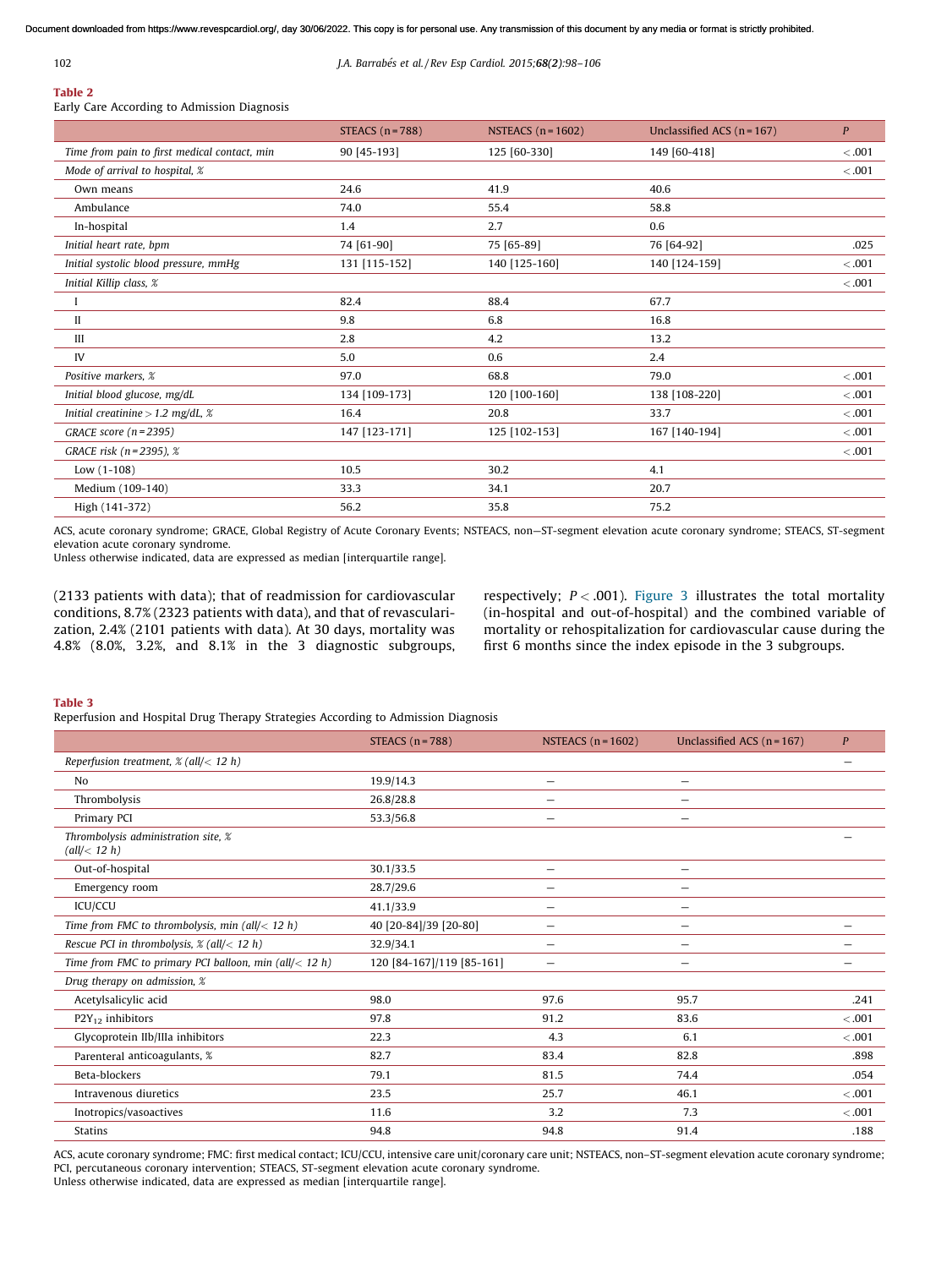**Table 2**
Early Care According to Admission Diagnosis

| | STEACS (n = 788) | NSTEACS (n = 1602) | Unclassified ACS (n = 167) | P |
|---|---|---|---|---|
| *Time from pain to first medical contact, min* | 90 [45-193] | 125 [60-330] | 149 [60-418] | <.001 |
| *Mode of arrival to hospital, %* | | | | <.001 |
| Own means | 24.6 | 41.9 | 40.6 | |
| Ambulance | 74.0 | 55.4 | 58.8 | |
| In-hospital | 1.4 | 2.7 | 0.6 | |
| *Initial heart rate, bpm* | 74 [61-90] | 75 [65-89] | 76 [64-92] | .025 |
| *Initial systolic blood pressure, mmHg* | 131 [115-152] | 140 [125-160] | 140 [124-159] | <.001 |
| *Initial Killip class, %* | | | | <.001 |
| I | 82.4 | 88.4 | 67.7 | |
| II | 9.8 | 6.8 | 16.8 | |
| III | 2.8 | 4.2 | 13.2 | |
| IV | 5.0 | 0.6 | 2.4 | |
| *Positive markers, %* | 97.0 | 68.8 | 79.0 | <.001 |
| *Initial blood glucose, mg/dL* | 134 [109-173] | 120 [100-160] | 138 [108-220] | <.001 |
| *Initial creatinine > 1.2 mg/dL, %* | 16.4 | 20.8 | 33.7 | <.001 |
| *GRACE score (n = 2395)* | 147 [123-171] | 125 [102-153] | 167 [140-194] | <.001 |
| *GRACE risk (n = 2395), %* | | | | <.001 |
| Low (1-108) | 10.5 | 30.2 | 4.1 | |
| Medium (109-140) | 33.3 | 34.1 | 20.7 | |
| High (141-372) | 56.2 | 35.8 | 75.2 | |

ACS, acute coronary syndrome; GRACE, Global Registry of Acute Coronary Events; NSTEACS, non—ST-segment elevation acute coronary syndrome; STEACS, ST-segment elevation acute coronary syndrome.
Unless otherwise indicated, data are expressed as median [interquartile range].

(2133 patients with data); that of readmission for cardiovascular conditions, 8.7% (2323 patients with data), and that of revascularization, 2.4% (2101 patients with data). At 30 days, mortality was 4.8% (8.0%, 3.2%, and 8.1% in the 3 diagnostic subgroups, respectively; $P < .001$). Figure 3 illustrates the total mortality (in-hospital and out-of-hospital) and the combined variable of mortality or rehospitalization for cardiovascular cause during the first 6 months since the index episode in the 3 subgroups.

**Table 3**
Reperfusion and Hospital Drug Therapy Strategies According to Admission Diagnosis

| | STEACS (n = 788) | NSTEACS (n = 1602) | Unclassified ACS (n = 167) | P |
|---|---|---|---|---|
| *Reperfusion treatment, % (all/< 12 h)* | | | | — |
| No | 19.9/14.3 | — | — | |
| Thrombolysis | 26.8/28.8 | — | — | |
| Primary PCI | 53.3/56.8 | — | — | |
| *Thrombolysis administration site, % (all/< 12 h)* | | | | — |
| Out-of-hospital | 30.1/33.5 | — | — | |
| Emergency room | 28.7/29.6 | — | — | |
| ICU/CCU | 41.1/33.9 | — | — | |
| *Time from FMC to thrombolysis, min (all/< 12 h)* | 40 [20-84]/39 [20-80] | — | — | — |
| *Rescue PCI in thrombolysis, % (all/< 12 h)* | 32.9/34.1 | — | — | — |
| *Time from FMC to primary PCI balloon, min (all/< 12 h)* | 120 [84-167]/119 [85-161] | — | — | — |
| *Drug therapy on admission, %* | | | | |
| Acetylsalicylic acid | 98.0 | 97.6 | 95.7 | .241 |
| $P2Y_{12}$ inhibitors | 97.8 | 91.2 | 83.6 | <.001 |
| Glycoprotein IIb/IIIa inhibitors | 22.3 | 4.3 | 6.1 | <.001 |
| Parenteral anticoagulants, % | 82.7 | 83.4 | 82.8 | .898 |
| Beta-blockers | 79.1 | 81.5 | 74.4 | .054 |
| Intravenous diuretics | 23.5 | 25.7 | 46.1 | <.001 |
| Inotropics/vasoactives | 11.6 | 3.2 | 7.3 | <.001 |
| Statins | 94.8 | 94.8 | 91.4 | .188 |

ACS, acute coronary syndrome; FMC: first medical contact; ICU/CCU, intensive care unit/coronary care unit; NSTEACS, non–ST-segment elevation acute coronary syndrome; PCI, percutaneous coronary intervention; STEACS, ST-segment elevation acute coronary syndrome.
Unless otherwise indicated, data are expressed as median [interquartile range].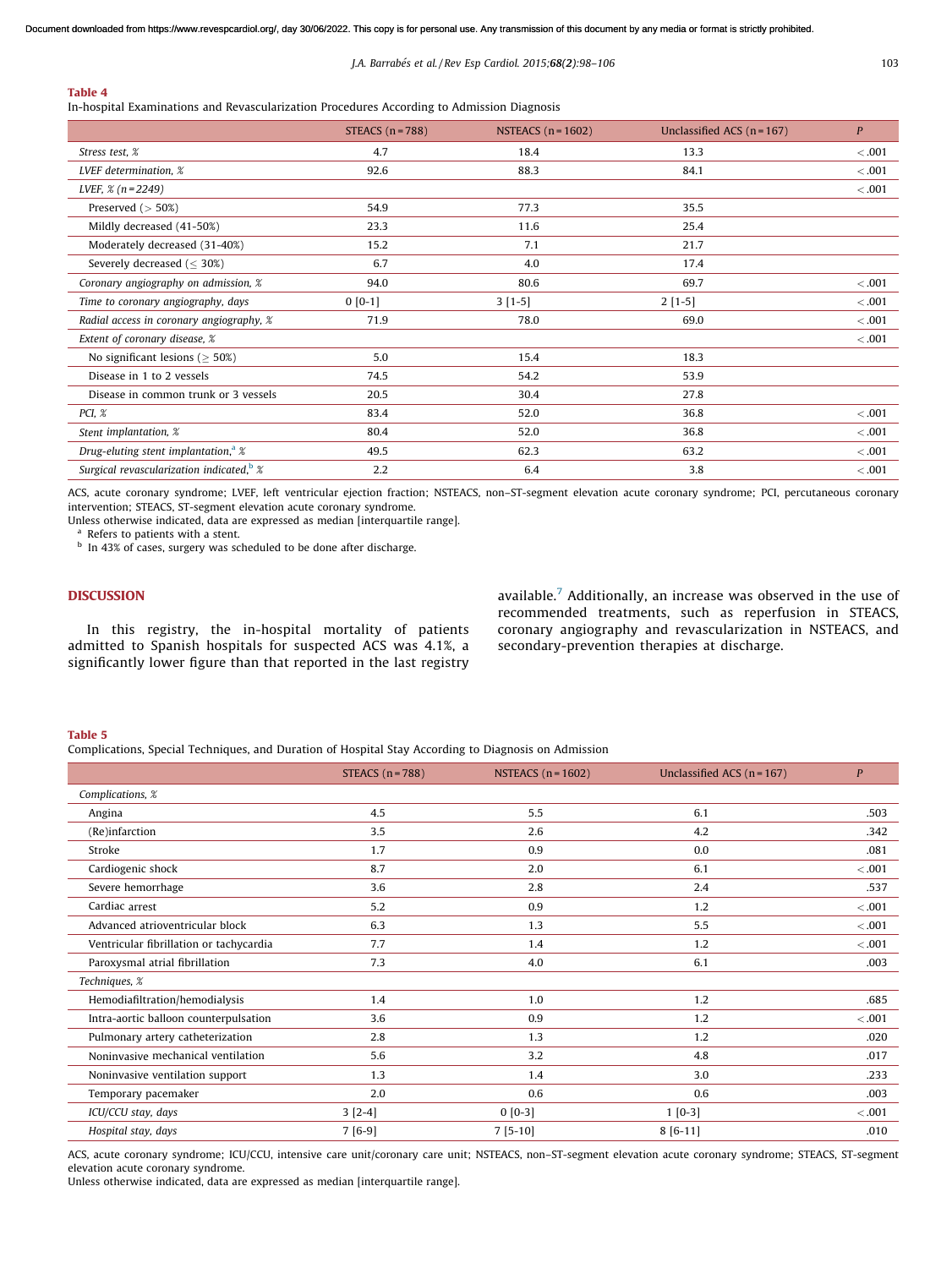**Table 4**

In-hospital Examinations and Revascularization Procedures According to Admission Diagnosis

| | STEACS (n = 788) | NSTEACS (n = 1602) | Unclassified ACS (n = 167) | P |
|---|---|---|---|---|
| *Stress test, %* | 4.7 | 18.4 | 13.3 | < .001 |
| *LVEF determination, %* | 92.6 | 88.3 | 84.1 | < .001 |
| *LVEF, % (n = 2249)* | | | | < .001 |
| Preserved (> 50%) | 54.9 | 77.3 | 35.5 | |
| Mildly decreased (41-50%) | 23.3 | 11.6 | 25.4 | |
| Moderately decreased (31-40%) | 15.2 | 7.1 | 21.7 | |
| Severely decreased (≤ 30%) | 6.7 | 4.0 | 17.4 | |
| *Coronary angiography on admission, %* | 94.0 | 80.6 | 69.7 | < .001 |
| *Time to coronary angiography, days* | 0 [0-1] | 3 [1-5] | 2 [1-5] | < .001 |
| *Radial access in coronary angiography, %* | 71.9 | 78.0 | 69.0 | < .001 |
| *Extent of coronary disease, %* | | | | < .001 |
| No significant lesions (≥ 50%) | 5.0 | 15.4 | 18.3 | |
| Disease in 1 to 2 vessels | 74.5 | 54.2 | 53.9 | |
| Disease in common trunk or 3 vessels | 20.5 | 30.4 | 27.8 | |
| *PCI, %* | 83.4 | 52.0 | 36.8 | < .001 |
| *Stent implantation, %* | 80.4 | 52.0 | 36.8 | < .001 |
| *Drug-eluting stent implantation,[a] %* | 49.5 | 62.3 | 63.2 | < .001 |
| *Surgical revascularization indicated,[b] %* | 2.2 | 6.4 | 3.8 | < .001 |

ACS, acute coronary syndrome; LVEF, left ventricular ejection fraction; NSTEACS, non–ST-segment elevation acute coronary syndrome; PCI, percutaneous coronary intervention; STEACS, ST-segment elevation acute coronary syndrome.
Unless otherwise indicated, data are expressed as median [interquartile range].
[a] Refers to patients with a stent.
[b] In 43% of cases, surgery was scheduled to be done after discharge.

## DISCUSSION

In this registry, the in-hospital mortality of patients admitted to Spanish hospitals for suspected ACS was 4.1%, a significantly lower figure than that reported in the last registry available.[7] Additionally, an increase was observed in the use of recommended treatments, such as reperfusion in STEACS, coronary angiography and revascularization in NSTEACS, and secondary-prevention therapies at discharge.

**Table 5**

Complications, Special Techniques, and Duration of Hospital Stay According to Diagnosis on Admission

| | STEACS (n = 788) | NSTEACS (n = 1602) | Unclassified ACS (n = 167) | P |
|---|---|---|---|---|
| *Complications, %* | | | | |
| Angina | 4.5 | 5.5 | 6.1 | .503 |
| (Re)infarction | 3.5 | 2.6 | 4.2 | .342 |
| Stroke | 1.7 | 0.9 | 0.0 | .081 |
| Cardiogenic shock | 8.7 | 2.0 | 6.1 | < .001 |
| Severe hemorrhage | 3.6 | 2.8 | 2.4 | .537 |
| Cardiac arrest | 5.2 | 0.9 | 1.2 | < .001 |
| Advanced atrioventricular block | 6.3 | 1.3 | 5.5 | < .001 |
| Ventricular fibrillation or tachycardia | 7.7 | 1.4 | 1.2 | < .001 |
| Paroxysmal atrial fibrillation | 7.3 | 4.0 | 6.1 | .003 |
| *Techniques, %* | | | | |
| Hemodiafiltration/hemodialysis | 1.4 | 1.0 | 1.2 | .685 |
| Intra-aortic balloon counterpulsation | 3.6 | 0.9 | 1.2 | < .001 |
| Pulmonary artery catheterization | 2.8 | 1.3 | 1.2 | .020 |
| Noninvasive mechanical ventilation | 5.6 | 3.2 | 4.8 | .017 |
| Noninvasive ventilation support | 1.3 | 1.4 | 3.0 | .233 |
| Temporary pacemaker | 2.0 | 0.6 | 0.6 | .003 |
| *ICU/CCU stay, days* | 3 [2-4] | 0 [0-3] | 1 [0-3] | < .001 |
| *Hospital stay, days* | 7 [6-9] | 7 [5-10] | 8 [6-11] | .010 |

ACS, acute coronary syndrome; ICU/CCU, intensive care unit/coronary care unit; NSTEACS, non–ST-segment elevation acute coronary syndrome; STEACS, ST-segment elevation acute coronary syndrome.
Unless otherwise indicated, data are expressed as median [interquartile range].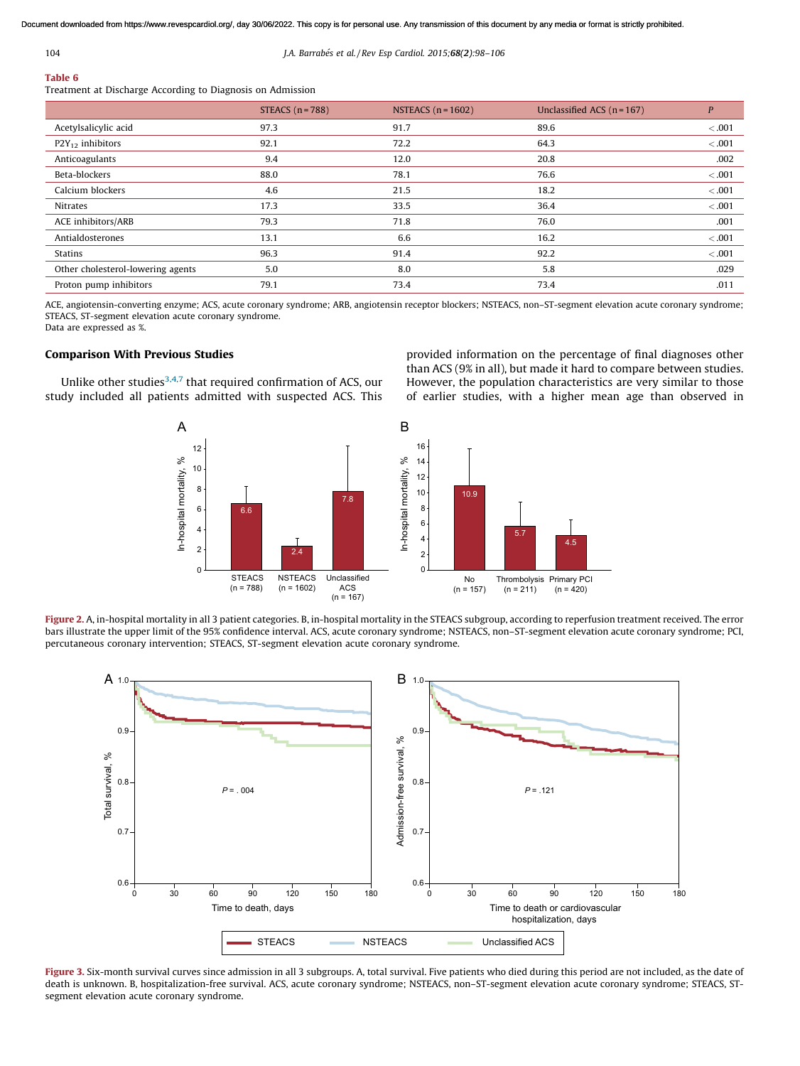**Table 6**
Treatment at Discharge According to Diagnosis on Admission

| | STEACS (n = 788) | NSTEACS (n = 1602) | Unclassified ACS (n = 167) | P |
|---|---|---|---|---|
| Acetylsalicylic acid | 97.3 | 91.7 | 89.6 | < .001 |
| $P2Y_{12}$ inhibitors | 92.1 | 72.2 | 64.3 | < .001 |
| Anticoagulants | 9.4 | 12.0 | 20.8 | .002 |
| Beta-blockers | 88.0 | 78.1 | 76.6 | < .001 |
| Calcium blockers | 4.6 | 21.5 | 18.2 | < .001 |
| Nitrates | 17.3 | 33.5 | 36.4 | < .001 |
| ACE inhibitors/ARB | 79.3 | 71.8 | 76.0 | .001 |
| Antialdosterones | 13.1 | 6.6 | 16.2 | < .001 |
| Statins | 96.3 | 91.4 | 92.2 | < .001 |
| Other cholesterol-lowering agents | 5.0 | 8.0 | 5.8 | .029 |
| Proton pump inhibitors | 79.1 | 73.4 | 73.4 | .011 |

ACE, angiotensin-converting enzyme; ACS, acute coronary syndrome; ARB, angiotensin receptor blockers; NSTEACS, non–ST-segment elevation acute coronary syndrome; STEACS, ST-segment elevation acute coronary syndrome.
Data are expressed as %.

## Comparison With Previous Studies

Unlike other studies[3,4,7] that required confirmation of ACS, our study included all patients admitted with suspected ACS. This provided information on the percentage of final diagnoses other than ACS (9% in all), but made it hard to compare between studies. However, the population characteristics are very similar to those of earlier studies, with a higher mean age than observed in

**Figure 2.** A, in-hospital mortality in all 3 patient categories. B, in-hospital mortality in the STEACS subgroup, according to reperfusion treatment received. The error bars illustrate the upper limit of the 95% confidence interval. ACS, acute coronary syndrome; NSTEACS, non–ST-segment elevation acute coronary syndrome; PCI, percutaneous coronary intervention; STEACS, ST-segment elevation acute coronary syndrome.

**Figure 3.** Six-month survival curves since admission in all 3 subgroups. A, total survival. Five patients who died during this period are not included, as the date of death is unknown. B, hospitalization-free survival. ACS, acute coronary syndrome; NSTEACS, non–ST-segment elevation acute coronary syndrome; STEACS, ST-segment elevation acute coronary syndrome.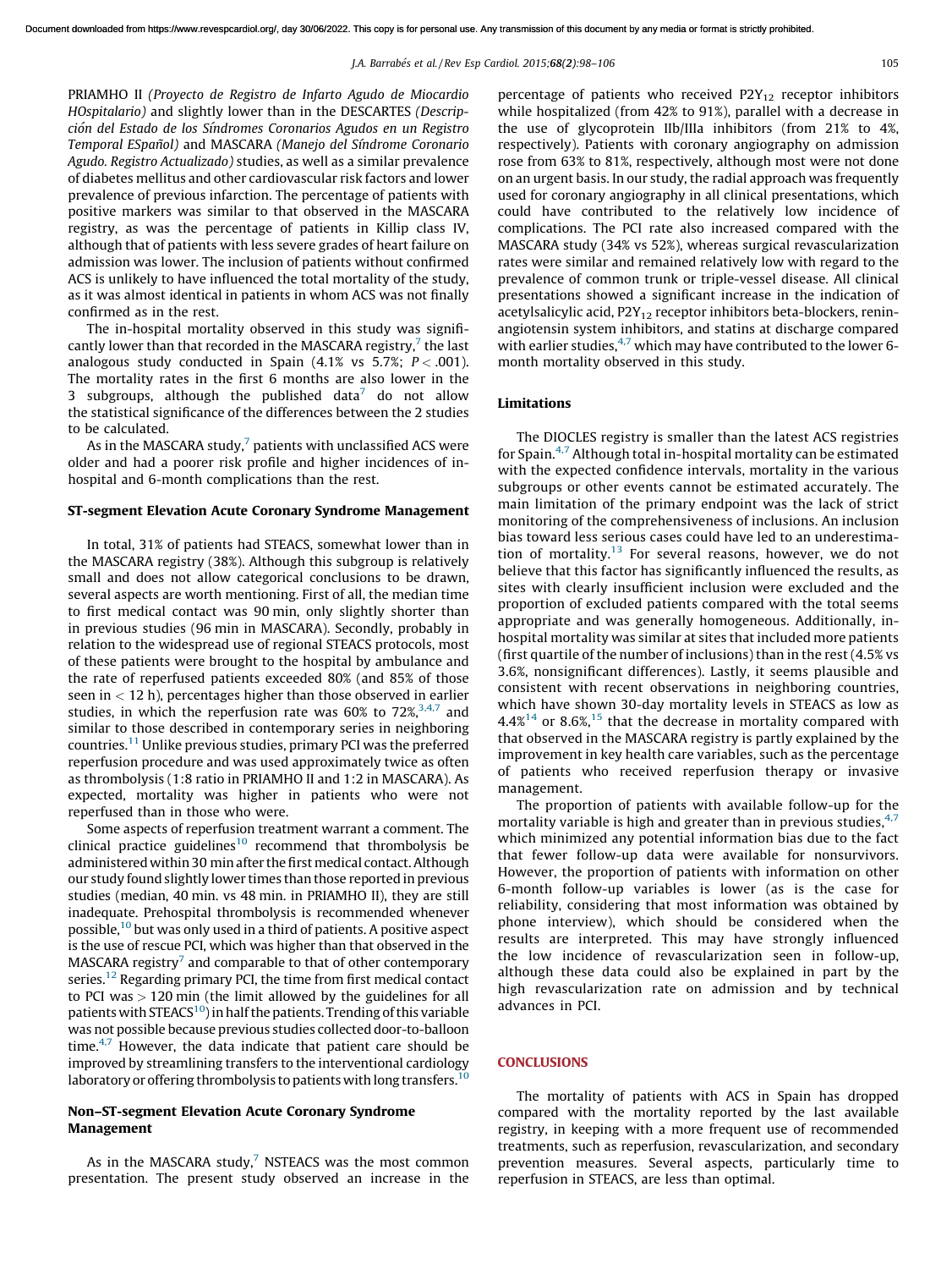PRIAMHO II *(Proyecto de Registro de Infarto Agudo de Miocardio HOspitalario)* and slightly lower than in the DESCARTES *(Descripción del Estado de los Síndromes Coronarios Agudos en un Registro Temporal ESpañol)* and MASCARA *(Manejo del Síndrome Coronario Agudo. Registro Actualizado)* studies, as well as a similar prevalence of diabetes mellitus and other cardiovascular risk factors and lower prevalence of previous infarction. The percentage of patients with positive markers was similar to that observed in the MASCARA registry, as was the percentage of patients in Killip class IV, although that of patients with less severe grades of heart failure on admission was lower. The inclusion of patients without confirmed ACS is unlikely to have influenced the total mortality of the study, as it was almost identical in patients in whom ACS was not finally confirmed as in the rest.

The in-hospital mortality observed in this study was significantly lower than that recorded in the MASCARA registry,[7] the last analogous study conducted in Spain (4.1% vs 5.7%; $P < .001$). The mortality rates in the first 6 months are also lower in the 3 subgroups, although the published data[7] do not allow the statistical significance of the differences between the 2 studies to be calculated.

As in the MASCARA study,[7] patients with unclassified ACS were older and had a poorer risk profile and higher incidences of in-hospital and 6-month complications than the rest.

### ST-segment Elevation Acute Coronary Syndrome Management

In total, 31% of patients had STEACS, somewhat lower than in the MASCARA registry (38%). Although this subgroup is relatively small and does not allow categorical conclusions to be drawn, several aspects are worth mentioning. First of all, the median time to first medical contact was 90 min, only slightly shorter than in previous studies (96 min in MASCARA). Secondly, probably in relation to the widespread use of regional STEACS protocols, most of these patients were brought to the hospital by ambulance and the rate of reperfused patients exceeded 80% (and 85% of those seen in < 12 h), percentages higher than those observed in earlier studies, in which the reperfusion rate was 60% to 72%,[3,4,7] and similar to those described in contemporary series in neighboring countries.[11] Unlike previous studies, primary PCI was the preferred reperfusion procedure and was used approximately twice as often as thrombolysis (1:8 ratio in PRIAMHO II and 1:2 in MASCARA). As expected, mortality was higher in patients who were not reperfused than in those who were.

Some aspects of reperfusion treatment warrant a comment. The clinical practice guidelines[10] recommend that thrombolysis be administered within 30 min after the first medical contact. Although our study found slightly lower times than those reported in previous studies (median, 40 min. vs 48 min. in PRIAMHO II), they are still inadequate. Prehospital thrombolysis is recommended whenever possible,[10] but was only used in a third of patients. A positive aspect is the use of rescue PCI, which was higher than that observed in the MASCARA registry[7] and comparable to that of other contemporary series.[12] Regarding primary PCI, the time from first medical contact to PCI was > 120 min (the limit allowed by the guidelines for all patients with STEACS[10]) in half the patients. Trending of this variable was not possible because previous studies collected door-to-balloon time.[4,7] However, the data indicate that patient care should be improved by streamlining transfers to the interventional cardiology laboratory or offering thrombolysis to patients with long transfers.[10]

### Non–ST-segment Elevation Acute Coronary Syndrome Management

As in the MASCARA study,[7] NSTEACS was the most common presentation. The present study observed an increase in the percentage of patients who received $P2Y_{12}$ receptor inhibitors while hospitalized (from 42% to 91%), parallel with a decrease in the use of glycoprotein IIb/IIIa inhibitors (from 21% to 4%, respectively). Patients with coronary angiography on admission rose from 63% to 81%, respectively, although most were not done on an urgent basis. In our study, the radial approach was frequently used for coronary angiography in all clinical presentations, which could have contributed to the relatively low incidence of complications. The PCI rate also increased compared with the MASCARA study (34% vs 52%), whereas surgical revascularization rates were similar and remained relatively low with regard to the prevalence of common trunk or triple-vessel disease. All clinical presentations showed a significant increase in the indication of acetylsalicylic acid, $P2Y_{12}$ receptor inhibitors beta-blockers, renin-angiotensin system inhibitors, and statins at discharge compared with earlier studies,[4,7] which may have contributed to the lower 6-month mortality observed in this study.

### Limitations

The DIOCLES registry is smaller than the latest ACS registries for Spain.[4,7] Although total in-hospital mortality can be estimated with the expected confidence intervals, mortality in the various subgroups or other events cannot be estimated accurately. The main limitation of the primary endpoint was the lack of strict monitoring of the comprehensiveness of inclusions. An inclusion bias toward less serious cases could have led to an underestimation of mortality.[13] For several reasons, however, we do not believe that this factor has significantly influenced the results, as sites with clearly insufficient inclusion were excluded and the proportion of excluded patients compared with the total seems appropriate and was generally homogeneous. Additionally, in-hospital mortality was similar at sites that included more patients (first quartile of the number of inclusions) than in the rest (4.5% vs 3.6%, nonsignificant differences). Lastly, it seems plausible and consistent with recent observations in neighboring countries, which have shown 30-day mortality levels in STEACS as low as 4.4%[14] or 8.6%,[15] that the decrease in mortality compared with that observed in the MASCARA registry is partly explained by the improvement in key health care variables, such as the percentage of patients who received reperfusion therapy or invasive management.

The proportion of patients with available follow-up for the mortality variable is high and greater than in previous studies,[4,7] which minimized any potential information bias due to the fact that fewer follow-up data were available for nonsurvivors. However, the proportion of patients with information on other 6-month follow-up variables is lower (as is the case for reliability, considering that most information was obtained by phone interview), which should be considered when the results are interpreted. This may have strongly influenced the low incidence of revascularization seen in follow-up, although these data could also be explained in part by the high revascularization rate on admission and by technical advances in PCI.

## CONCLUSIONS

The mortality of patients with ACS in Spain has dropped compared with the mortality reported by the last available registry, in keeping with a more frequent use of recommended treatments, such as reperfusion, revascularization, and secondary prevention measures. Several aspects, particularly time to reperfusion in STEACS, are less than optimal.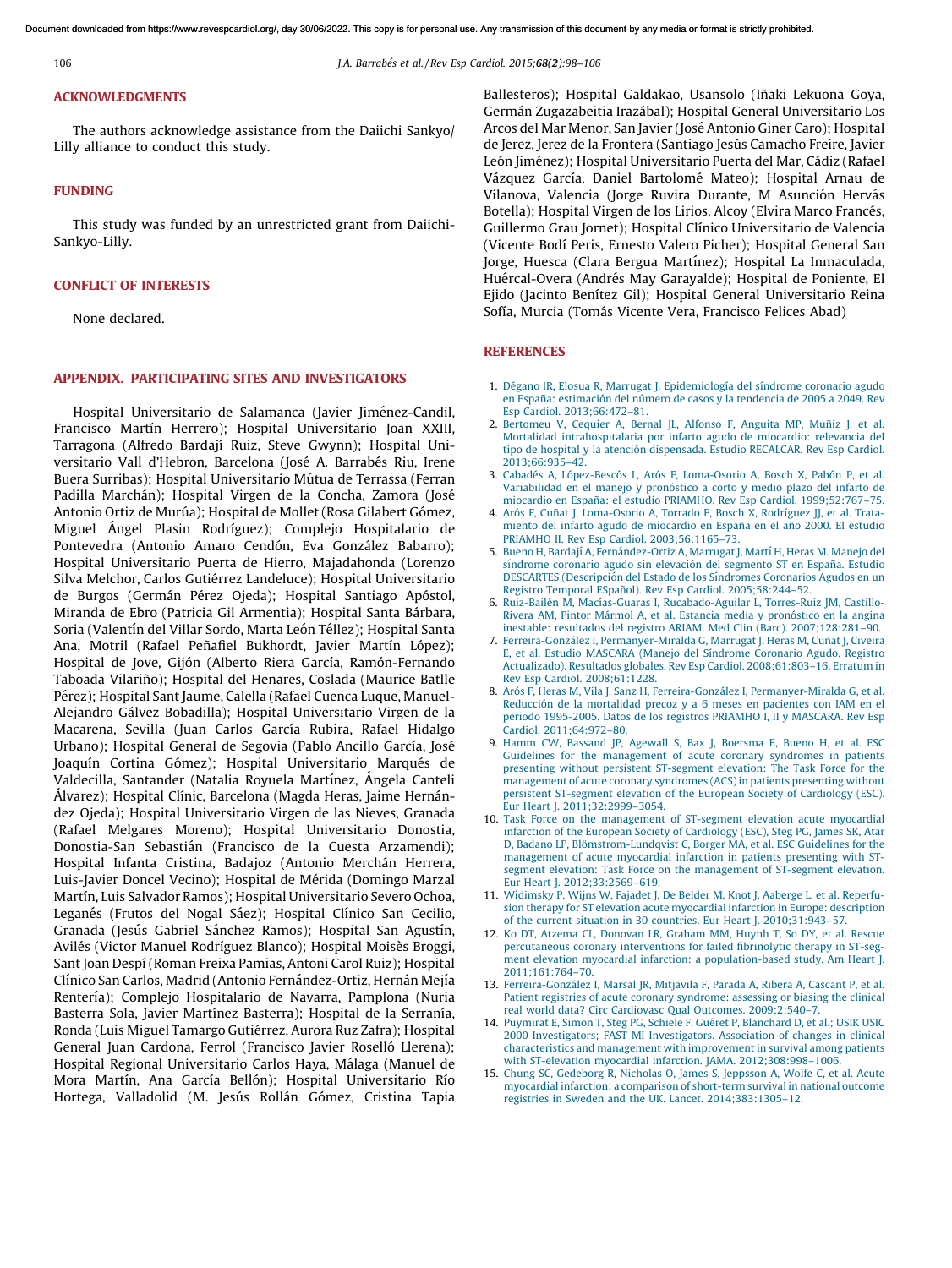## ACKNOWLEDGMENTS

The authors acknowledge assistance from the Daiichi Sankyo/Lilly alliance to conduct this study.

## FUNDING

This study was funded by an unrestricted grant from Daiichi-Sankyo-Lilly.

## CONFLICT OF INTERESTS

None declared.

## APPENDIX. PARTICIPATING SITES AND INVESTIGATORS

Hospital Universitario de Salamanca (Javier Jiménez-Candil, Francisco Martín Herrero); Hospital Universitario Joan XXIII, Tarragona (Alfredo Bardají Ruiz, Steve Gwynn); Hospital Universitario Vall d'Hebron, Barcelona (José A. Barrabés Riu, Irene Buera Surribas); Hospital Universitario Mútua de Terrassa (Ferran Padilla Marchán); Hospital Virgen de la Concha, Zamora (José Antonio Ortiz de Murúa); Hospital de Mollet (Rosa Gilabert Gómez, Miguel Ángel Plasin Rodríguez); Complejo Hospitalario de Pontevedra (Antonio Amaro Cendón, Eva González Babarro); Hospital Universitario Puerta de Hierro, Majadahonda (Lorenzo Silva Melchor, Carlos Gutiérrez Landeluce); Hospital Universitario de Burgos (Germán Pérez Ojeda); Hospital Santiago Apóstol, Miranda de Ebro (Patricia Gil Armentia); Hospital Santa Bárbara, Soria (Valentín del Villar Sordo, Marta León Téllez); Hospital Santa Ana, Motril (Rafael Peñafiel Bukhordt, Javier Martín López); Hospital de Jove, Gijón (Alberto Riera García, Ramón-Fernando Taboada Vilariño); Hospital del Henares, Coslada (Maurice Batlle Pérez); Hospital Sant Jaume, Calella (Rafael Cuenca Luque, Manuel-Alejandro Gálvez Bobadilla); Hospital Universitario Virgen de la Macarena, Sevilla (Juan Carlos García Rubira, Rafael Hidalgo Urbano); Hospital General de Segovia (Pablo Ancillo García, José Joaquín Cortina Gómez); Hospital Universitario Marqués de Valdecilla, Santander (Natalia Royuela Martínez, Ángela Canteli Álvarez); Hospital Clínic, Barcelona (Magda Heras, Jaime Hernández Ojeda); Hospital Universitario Virgen de las Nieves, Granada (Rafael Melgares Moreno); Hospital Universitario Donostia, Donostia-San Sebastián (Francisco de la Cuesta Arzamendi); Hospital Infanta Cristina, Badajoz (Antonio Merchán Herrera, Luis-Javier Doncel Vecino); Hospital de Mérida (Domingo Marzal Martín, Luis Salvador Ramos); Hospital Universitario Severo Ochoa, Leganés (Frutos del Nogal Sáez); Hospital Clínico San Cecilio, Granada (Jesús Gabriel Sánchez Ramos); Hospital San Agustín, Avilés (Victor Manuel Rodríguez Blanco); Hospital Moisès Broggi, Sant Joan Despí (Roman Freixa Pamias, Antoni Carol Ruiz); Hospital Clínico San Carlos, Madrid (Antonio Fernández-Ortiz, Hernán Mejía Rentería); Complejo Hospitalario de Navarra, Pamplona (Nuria Basterra Sola, Javier Martínez Basterra); Hospital de la Serranía, Ronda (Luis Miguel Tamargo Gutiérrez, Aurora Ruz Zafra); Hospital General Juan Cardona, Ferrol (Francisco Javier Roselló Llerena); Hospital Regional Universitario Carlos Haya, Málaga (Manuel de Mora Martín, Ana García Bellón); Hospital Universitario Río Hortega, Valladolid (M. Jesús Rollán Gómez, Cristina Tapia Ballesteros); Hospital Galdakao, Usansolo (Iñaki Lekuona Goya, Germán Zugazabeitia Irazábal); Hospital General Universitario Los Arcos del Mar Menor, San Javier (José Antonio Giner Caro); Hospital de Jerez, Jerez de la Frontera (Santiago Jesús Camacho Freire, Javier León Jiménez); Hospital Universitario Puerta del Mar, Cádiz (Rafael Vázquez García, Daniel Bartolomé Mateo); Hospital Arnau de Vilanova, Valencia (Jorge Ruvira Durante, M Asunción Hervás Botella); Hospital Virgen de los Lirios, Alcoy (Elvira Marco Francés, Guillermo Grau Jornet); Hospital Clínico Universitario de Valencia (Vicente Bodí Peris, Ernesto Valero Picher); Hospital General San Jorge, Huesca (Clara Bergua Martínez); Hospital La Inmaculada, Huércal-Overa (Andrés May Garayalde); Hospital de Poniente, El Ejido (Jacinto Benítez Gil); Hospital General Universitario Reina Sofía, Murcia (Tomás Vicente Vera, Francisco Felices Abad)

## REFERENCES

1. Dégano IR, Elosua R, Marrugat J. Epidemiología del síndrome coronario agudo en España: estimación del número de casos y la tendencia de 2005 a 2049. Rev Esp Cardiol. 2013;66:472–81.
2. Bertomeu V, Cequier A, Bernal JL, Alfonso F, Anguita MP, Muñiz J, et al. Mortalidad intrahospitalaria por infarto agudo de miocardio: relevancia del tipo de hospital y la atención dispensada. Estudio RECALCAR. Rev Esp Cardiol. 2013;66:935–42.
3. Cabadés A, López-Bescós L, Arós F, Loma-Osorio A, Bosch X, Pabón P, et al. Variabilidad en el manejo y pronóstico a corto y medio plazo del infarto de miocardio en España: el estudio PRIAMHO. Rev Esp Cardiol. 1999;52:767–75.
4. Arós F, Cuñat J, Loma-Osorio A, Torrado E, Bosch X, Rodríguez JJ, et al. Tratamiento del infarto agudo de miocardio en España en el año 2000. El estudio PRIAMHO II. Rev Esp Cardiol. 2003;56:1165–73.
5. Bueno H, Bardají A, Fernández-Ortiz A, Marrugat J, Martí H, Heras M. Manejo del síndrome coronario agudo sin elevación del segmento ST en España. Estudio DESCARTES (Descripción del Estado de los Síndromes Coronarios Agudos en un Registro Temporal ESpañol). Rev Esp Cardiol. 2005;58:244–52.
6. Ruiz-Bailén M, Macías-Guaras I, Rucabado-Aguilar L, Torres-Ruiz JM, Castillo-Rivera AM, Pintor Mármol A, et al. Estancia media y pronóstico en la angina inestable: resultados del registro ARIAM. Med Clin (Barc). 2007;128:281–90.
7. Ferreira-González I, Permanyer-Miralda G, Marrugat J, Heras M, Cuñat J, Civeira E, et al. Estudio MASCARA (Manejo del Síndrome Coronario Agudo. Registro Actualizado). Resultados globales. Rev Esp Cardiol. 2008;61:803–16. Erratum in Rev Esp Cardiol. 2008;61:1228.
8. Arós F, Heras M, Vila J, Sanz H, Ferreira-González I, Permanyer-Miralda G, et al. Reducción de la mortalidad precoz y a 6 meses en pacientes con IAM en el periodo 1995-2005. Datos de los registros PRIAMHO I, II y MASCARA. Rev Esp Cardiol. 2011;64:972–80.
9. Hamm CW, Bassand JP, Agewall S, Bax J, Boersma E, Bueno H, et al. ESC Guidelines for the management of acute coronary syndromes in patients presenting without persistent ST-segment elevation: The Task Force for the management of acute coronary syndromes (ACS) in patients presenting without persistent ST-segment elevation of the European Society of Cardiology (ESC). Eur Heart J. 2011;32:2999–3054.
10. Task Force on the management of ST-segment elevation acute myocardial infarction of the European Society of Cardiology (ESC), Steg PG, James SK, Atar D, Badano LP, Blömstrom-Lundqvist C, Borger MA, et al. ESC Guidelines for the management of acute myocardial infarction in patients presenting with ST-segment elevation: Task Force on the management of ST-segment elevation. Eur Heart J. 2012;33:2569–619.
11. Widimsky P, Wijns W, Fajadet J, De Belder M, Knot J, Aaberge L, et al. Reperfusion therapy for ST elevation acute myocardial infarction in Europe: description of the current situation in 30 countries. Eur Heart J. 2010;31:943–57.
12. Ko DT, Atzema CL, Donovan LR, Graham MM, Huynh T, So DY, et al. Rescue percutaneous coronary interventions for failed fibrinolytic therapy in ST-segment elevation myocardial infarction: a population-based study. Am Heart J. 2011;161:764–70.
13. Ferreira-González I, Marsal JR, Mitjavila F, Parada A, Ribera A, Cascant P, et al. Patient registries of acute coronary syndrome: assessing or biasing the clinical real world data? Circ Cardiovasc Qual Outcomes. 2009;2:540–7.
14. Puymirat E, Simon T, Steg PG, Schiele F, Guéret P, Blanchard D, et al.; USIK USIC 2000 Investigators; FAST MI Investigators. Association of changes in clinical characteristics and management with improvement in survival among patients with ST-elevation myocardial infarction. JAMA. 2012;308:998–1006.
15. Chung SC, Gedeborg R, Nicholas O, James S, Jeppsson A, Wolfe C, et al. Acute myocardial infarction: a comparison of short-term survival in national outcome registries in Sweden and the UK. Lancet. 2014;383:1305–12.